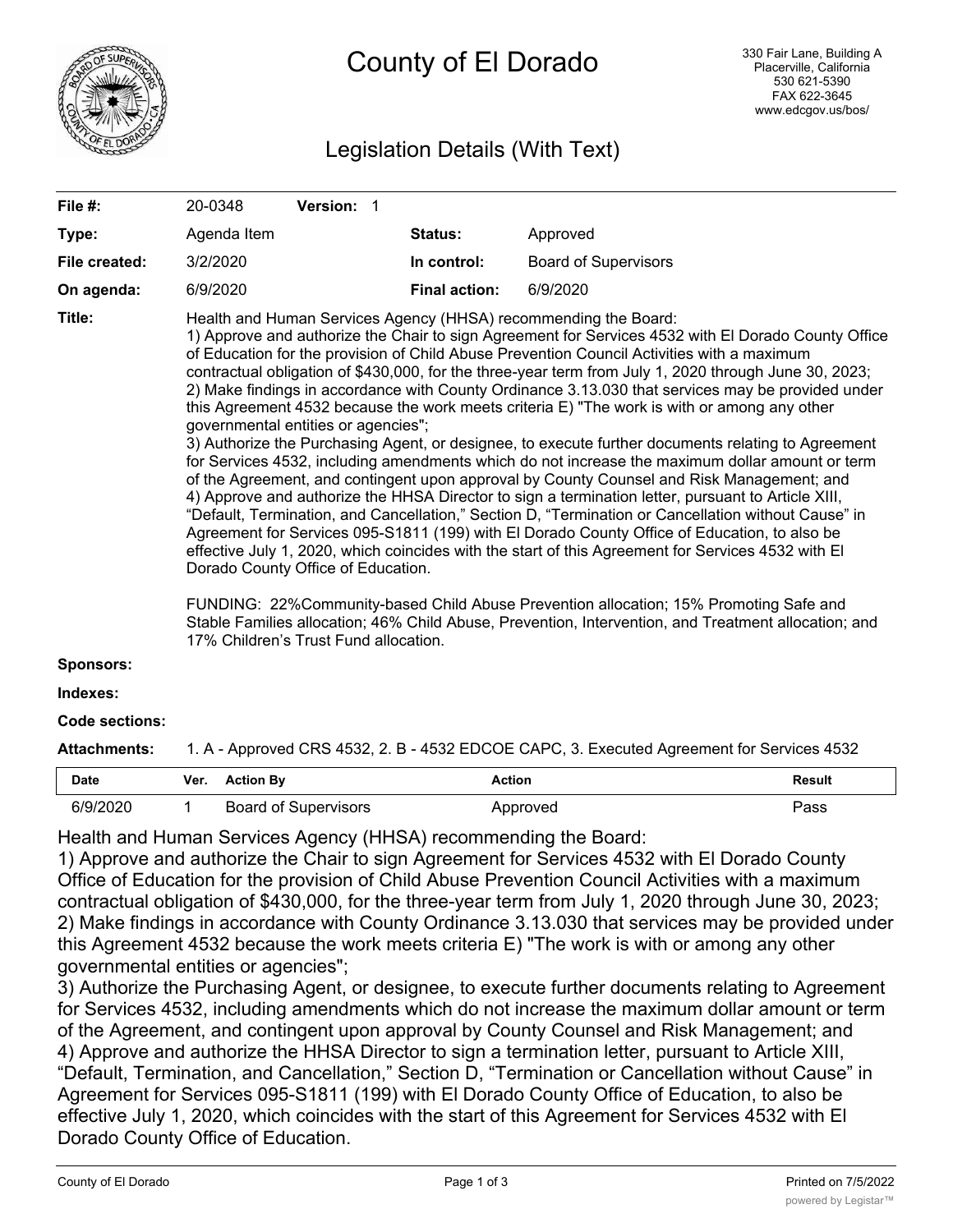# County of El Dorado

330 Fair Lane, Building A
Placerville, California
530 621-5390
FAX 622-3645
www.edcgov.us/bos/

## Legislation Details (With Text)

| | | | | |
|---|---|---|---|---|
| **File #:** | 20-0348 | **Version:** 1 | | |
| **Type:** | Agenda Item | | **Status:** | Approved |
| **File created:** | 3/2/2020 | | **In control:** | Board of Supervisors |
| **On agenda:** | 6/9/2020 | | **Final action:** | 6/9/2020 |

**Title:** Health and Human Services Agency (HHSA) recommending the Board:
1) Approve and authorize the Chair to sign Agreement for Services 4532 with El Dorado County Office of Education for the provision of Child Abuse Prevention Council Activities with a maximum contractual obligation of $430,000, for the three-year term from July 1, 2020 through June 30, 2023;
2) Make findings in accordance with County Ordinance 3.13.030 that services may be provided under this Agreement 4532 because the work meets criteria E) "The work is with or among any other governmental entities or agencies";
3) Authorize the Purchasing Agent, or designee, to execute further documents relating to Agreement for Services 4532, including amendments which do not increase the maximum dollar amount or term of the Agreement, and contingent upon approval by County Counsel and Risk Management; and
4) Approve and authorize the HHSA Director to sign a termination letter, pursuant to Article XIII, "Default, Termination, and Cancellation," Section D, "Termination or Cancellation without Cause" in Agreement for Services 095-S1811 (199) with El Dorado County Office of Education, to also be effective July 1, 2020, which coincides with the start of this Agreement for Services 4532 with El Dorado County Office of Education.

FUNDING: 22%Community-based Child Abuse Prevention allocation; 15% Promoting Safe and Stable Families allocation; 46% Child Abuse, Prevention, Intervention, and Treatment allocation; and 17% Children's Trust Fund allocation.

**Sponsors:**

**Indexes:**

**Code sections:**

**Attachments:** 1. A - Approved CRS 4532, 2. B - 4532 EDCOE CAPC, 3. Executed Agreement for Services 4532

| Date | Ver. | Action By | Action | Result |
|---|---|---|---|---|
| 6/9/2020 | 1 | Board of Supervisors | Approved | Pass |

Health and Human Services Agency (HHSA) recommending the Board:
1) Approve and authorize the Chair to sign Agreement for Services 4532 with El Dorado County Office of Education for the provision of Child Abuse Prevention Council Activities with a maximum contractual obligation of $430,000, for the three-year term from July 1, 2020 through June 30, 2023;
2) Make findings in accordance with County Ordinance 3.13.030 that services may be provided under this Agreement 4532 because the work meets criteria E) "The work is with or among any other governmental entities or agencies";
3) Authorize the Purchasing Agent, or designee, to execute further documents relating to Agreement for Services 4532, including amendments which do not increase the maximum dollar amount or term of the Agreement, and contingent upon approval by County Counsel and Risk Management; and
4) Approve and authorize the HHSA Director to sign a termination letter, pursuant to Article XIII, "Default, Termination, and Cancellation," Section D, "Termination or Cancellation without Cause" in Agreement for Services 095-S1811 (199) with El Dorado County Office of Education, to also be effective July 1, 2020, which coincides with the start of this Agreement for Services 4532 with El Dorado County Office of Education.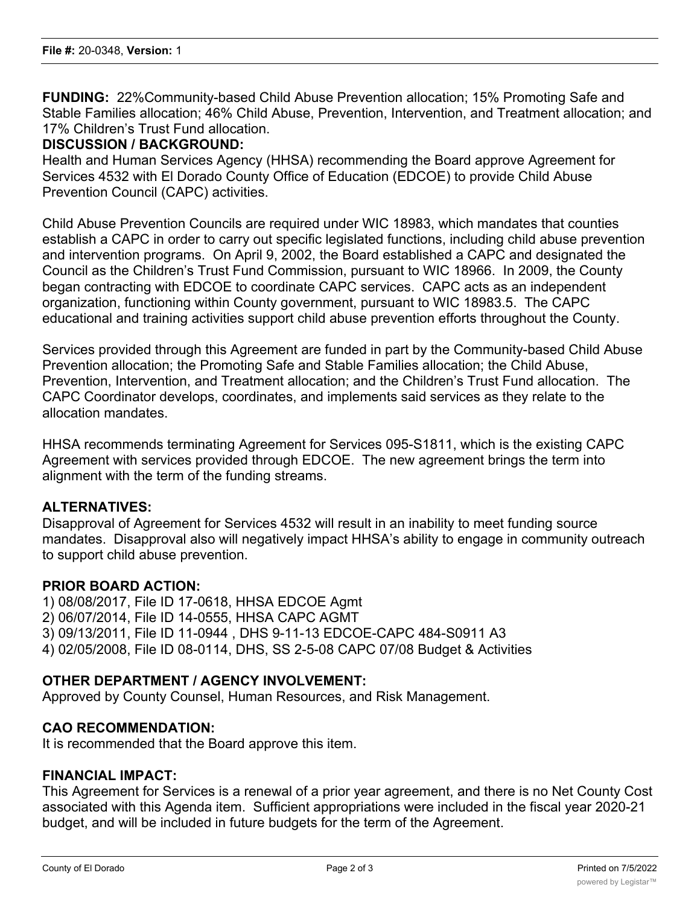**FUNDING:** 22%Community-based Child Abuse Prevention allocation; 15% Promoting Safe and Stable Families allocation; 46% Child Abuse, Prevention, Intervention, and Treatment allocation; and 17% Children's Trust Fund allocation.

**DISCUSSION / BACKGROUND:**

Health and Human Services Agency (HHSA) recommending the Board approve Agreement for Services 4532 with El Dorado County Office of Education (EDCOE) to provide Child Abuse Prevention Council (CAPC) activities.

Child Abuse Prevention Councils are required under WIC 18983, which mandates that counties establish a CAPC in order to carry out specific legislated functions, including child abuse prevention and intervention programs. On April 9, 2002, the Board established a CAPC and designated the Council as the Children's Trust Fund Commission, pursuant to WIC 18966. In 2009, the County began contracting with EDCOE to coordinate CAPC services. CAPC acts as an independent organization, functioning within County government, pursuant to WIC 18983.5. The CAPC educational and training activities support child abuse prevention efforts throughout the County.

Services provided through this Agreement are funded in part by the Community-based Child Abuse Prevention allocation; the Promoting Safe and Stable Families allocation; the Child Abuse, Prevention, Intervention, and Treatment allocation; and the Children's Trust Fund allocation. The CAPC Coordinator develops, coordinates, and implements said services as they relate to the allocation mandates.

HHSA recommends terminating Agreement for Services 095-S1811, which is the existing CAPC Agreement with services provided through EDCOE. The new agreement brings the term into alignment with the term of the funding streams.

**ALTERNATIVES:**

Disapproval of Agreement for Services 4532 will result in an inability to meet funding source mandates. Disapproval also will negatively impact HHSA's ability to engage in community outreach to support child abuse prevention.

**PRIOR BOARD ACTION:**

1) 08/08/2017, File ID 17-0618, HHSA EDCOE Agmt
2) 06/07/2014, File ID 14-0555, HHSA CAPC AGMT
3) 09/13/2011, File ID 11-0944 , DHS 9-11-13 EDCOE-CAPC 484-S0911 A3
4) 02/05/2008, File ID 08-0114, DHS, SS 2-5-08 CAPC 07/08 Budget & Activities

**OTHER DEPARTMENT / AGENCY INVOLVEMENT:**

Approved by County Counsel, Human Resources, and Risk Management.

**CAO RECOMMENDATION:**

It is recommended that the Board approve this item.

**FINANCIAL IMPACT:**

This Agreement for Services is a renewal of a prior year agreement, and there is no Net County Cost associated with this Agenda item. Sufficient appropriations were included in the fiscal year 2020-21 budget, and will be included in future budgets for the term of the Agreement.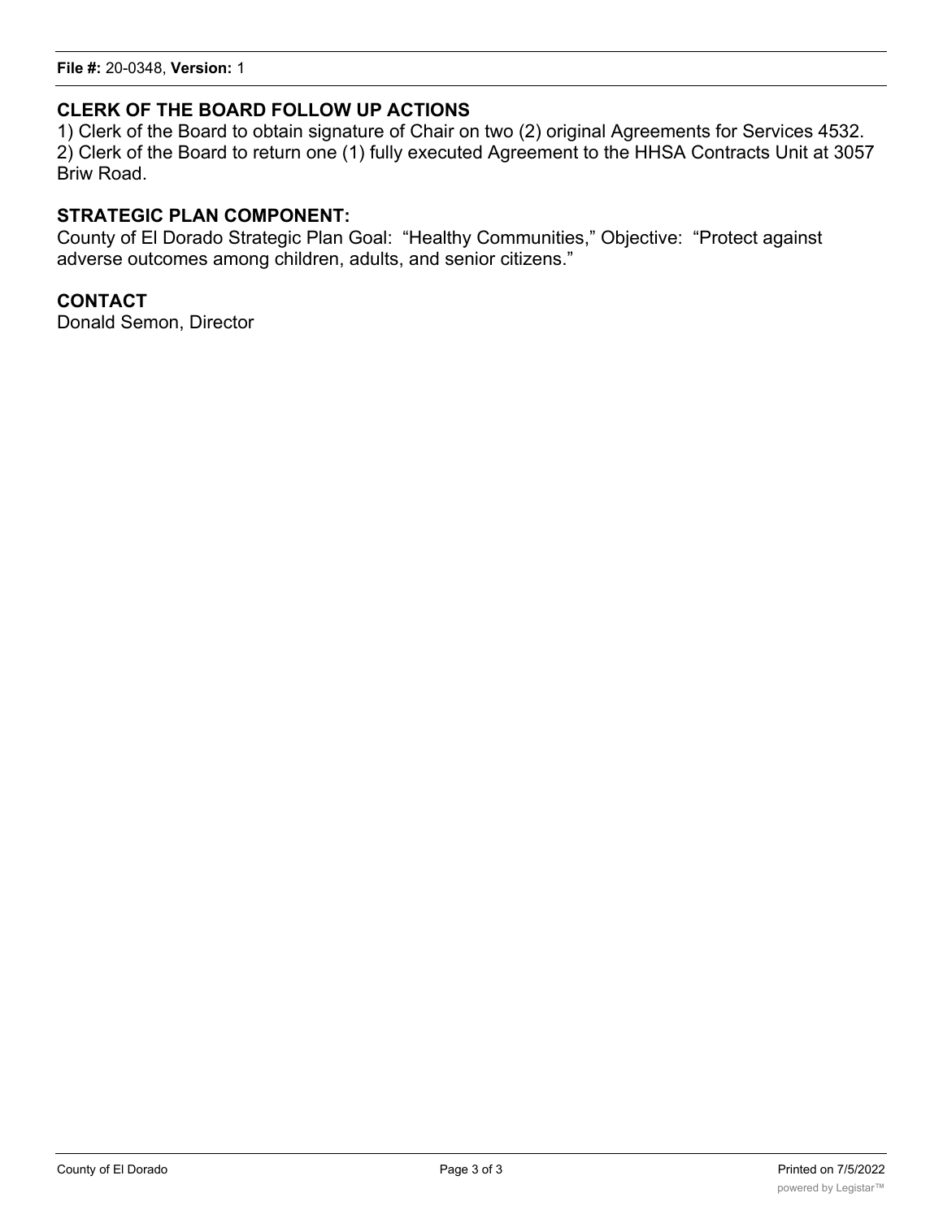**CLERK OF THE BOARD FOLLOW UP ACTIONS**

1) Clerk of the Board to obtain signature of Chair on two (2) original Agreements for Services 4532.
2) Clerk of the Board to return one (1) fully executed Agreement to the HHSA Contracts Unit at 3057 Briw Road.

**STRATEGIC PLAN COMPONENT:**

County of El Dorado Strategic Plan Goal: "Healthy Communities," Objective: "Protect against adverse outcomes among children, adults, and senior citizens."

**CONTACT**

Donald Semon, Director